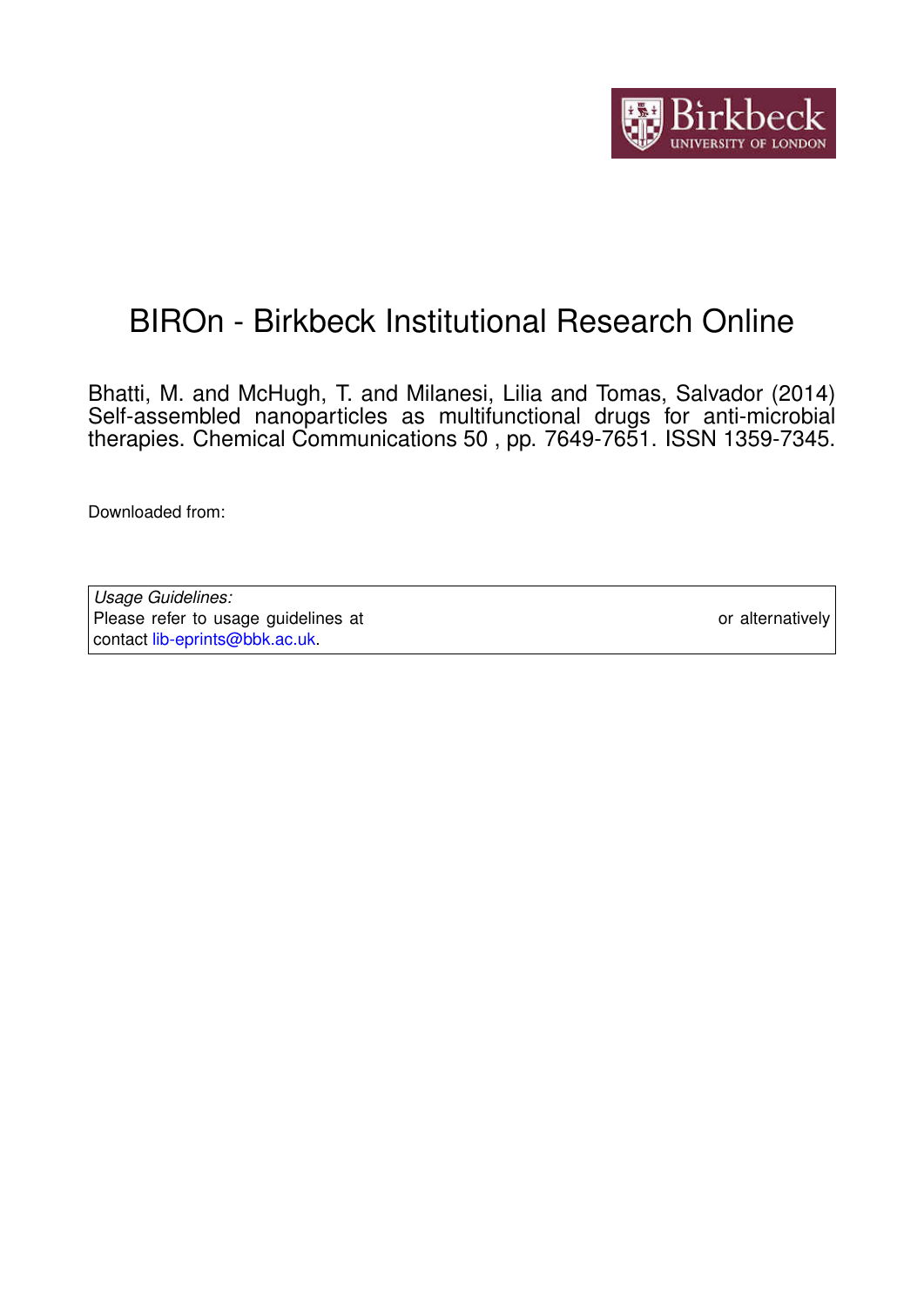# BIROn - Birkbeck Institutional Research Online

Bhatti, M. and McHugh, T. and Milanesi, Lilia and Tomas, Salvador (2014) Self-assembled nanoparticles as multifunctional drugs for anti-microbial therapies. Chemical Communications 50 , pp. 7649-7651. ISSN 1359-7345.

Downloaded from:

*Usage Guidelines:*
Please refer to usage guidelines at or alternatively contact lib-eprints@bbk.ac.uk.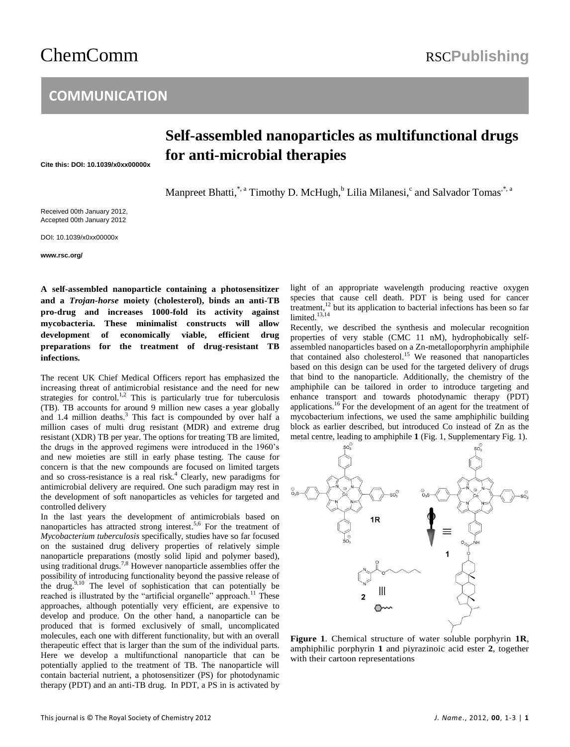# COMMUNICATION

# Self-assembled nanoparticles as multifunctional drugs for anti-microbial therapies

Cite this: DOI: 10.1039/x0xx00000x

Manpreet Bhatti,[*, a] Timothy D. McHugh,[b] Lilia Milanesi,[c] and Salvador Tomas[*, a]

Received 00th January 2012,
Accepted 00th January 2012

DOI: 10.1039/x0xx00000x

www.rsc.org/

**A self-assembled nanoparticle containing a photosensitizer and a *Trojan-horse* moiety (cholesterol), binds an anti-TB pro-drug and increases 1000-fold its activity against mycobacteria. These minimalist constructs will allow development of economically viable, efficient drug preparations for the treatment of drug-resistant TB infections.**

The recent UK Chief Medical Officers report has emphasized the increasing threat of antimicrobial resistance and the need for new strategies for control.[1,2] This is particularly true for tuberculosis (TB). TB accounts for around 9 million new cases a year globally and 1.4 million deaths.[3] This fact is compounded by over half a million cases of multi drug resistant (MDR) and extreme drug resistant (XDR) TB per year. The options for treating TB are limited, the drugs in the approved regimens were introduced in the 1960's and new moieties are still in early phase testing. The cause for concern is that the new compounds are focused on limited targets and so cross-resistance is a real risk.[4] Clearly, new paradigms for antimicrobial delivery are required. One such paradigm may rest in the development of soft nanoparticles as vehicles for targeted and controlled delivery

In the last years the development of antimicrobials based on nanoparticles has attracted strong interest.[5,6] For the treatment of *Mycobacterium tuberculosis* specifically, studies have so far focused on the sustained drug delivery properties of relatively simple nanoparticle preparations (mostly solid lipid and polymer based), using traditional drugs.[7,8] However nanoparticle assemblies offer the possibility of introducing functionality beyond the passive release of the drug.[9,10] The level of sophistication that can potentially be reached is illustrated by the "artificial organelle" approach.[11] These approaches, although potentially very efficient, are expensive to develop and produce. On the other hand, a nanoparticle can be produced that is formed exclusively of small, uncomplicated molecules, each one with different functionality, but with an overall therapeutic effect that is larger than the sum of the individual parts. Here we develop a multifunctional nanoparticle that can be potentially applied to the treatment of TB. The nanoparticle will contain bacterial nutrient, a photosensitizer (PS) for photodynamic therapy (PDT) and an anti-TB drug. In PDT, a PS in is activated by light of an appropriate wavelength producing reactive oxygen species that cause cell death. PDT is being used for cancer treatment,[12] but its application to bacterial infections has been so far limited.[13,14]

Recently, we described the synthesis and molecular recognition properties of very stable (CMC 11 nM), hydrophobically self-assembled nanoparticles based on a Zn-metalloporphyrin amphiphile that contained also cholesterol.[15] We reasoned that nanoparticles based on this design can be used for the targeted delivery of drugs that bind to the nanoparticle. Additionally, the chemistry of the amphiphile can be tailored in order to introduce targeting and enhance transport and towards photodynamic therapy (PDT) applications.[16] For the development of an agent for the treatment of mycobacterium infections, we used the same amphiphilic building block as earlier described, but introduced Co instead of Zn as the metal centre, leading to amphiphile **1** (Fig. 1, Supplementary Fig. 1).

**Figure 1**. Chemical structure of water soluble porphyrin **1R**, amphiphilic porphyrin **1** and piyrazinoic acid ester **2**, together with their cartoon representations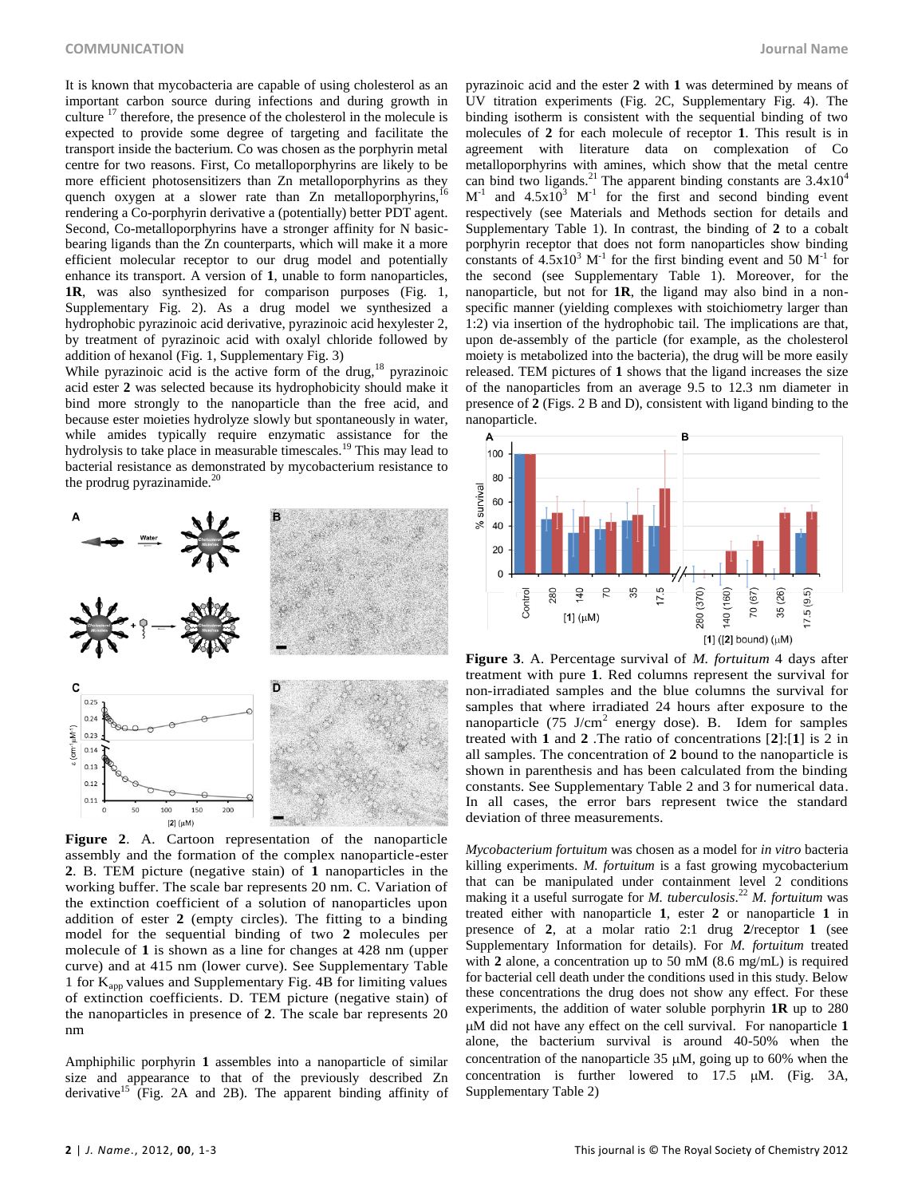It is known that mycobacteria are capable of using cholesterol as an important carbon source during infections and during growth in culture [17] therefore, the presence of the cholesterol in the molecule is expected to provide some degree of targeting and facilitate the transport inside the bacterium. Co was chosen as the porphyrin metal centre for two reasons. First, Co metalloporphyrins are likely to be more efficient photosensitizers than Zn metalloporphyrins as they quench oxygen at a slower rate than Zn metalloporphyrins,[16] rendering a Co-porphyrin derivative a (potentially) better PDT agent. Second, Co-metalloporphyrins have a stronger affinity for N basic-bearing ligands than the Zn counterparts, which will make it a more efficient molecular receptor to our drug model and potentially enhance its transport. A version of **1**, unable to form nanoparticles, **1R**, was also synthesized for comparison purposes (Fig. 1, Supplementary Fig. 2). As a drug model we synthesized a hydrophobic pyrazinoic acid derivative, pyrazinoic acid hexylester 2, by treatment of pyrazinoic acid with oxalyl chloride followed by addition of hexanol (Fig. 1, Supplementary Fig. 3)

While pyrazinoic acid is the active form of the drug,[18] pyrazinoic acid ester **2** was selected because its hydrophobicity should make it bind more strongly to the nanoparticle than the free acid, and because ester moieties hydrolyze slowly but spontaneously in water, while amides typically require enzymatic assistance for the hydrolysis to take place in measurable timescales.[19] This may lead to bacterial resistance as demonstrated by mycobacterium resistance to the prodrug pyrazinamide.[20]

**Figure 2**. A. Cartoon representation of the nanoparticle assembly and the formation of the complex nanoparticle-ester **2**. B. TEM picture (negative stain) of **1** nanoparticles in the working buffer. The scale bar represents 20 nm. C. Variation of the extinction coefficient of a solution of nanoparticles upon addition of ester **2** (empty circles). The fitting to a binding model for the sequential binding of two **2** molecules per molecule of **1** is shown as a line for changes at 428 nm (upper curve) and at 415 nm (lower curve). See Supplementary Table 1 for $K_{app}$ values and Supplementary Fig. 4B for limiting values of extinction coefficients. D. TEM picture (negative stain) of the nanoparticles in presence of **2**. The scale bar represents 20 nm

Amphiphilic porphyrin **1** assembles into a nanoparticle of similar size and appearance to that of the previously described Zn derivative[15] (Fig. 2A and 2B). The apparent binding affinity of pyrazinoic acid and the ester **2** with **1** was determined by means of UV titration experiments (Fig. 2C, Supplementary Fig. 4). The binding isotherm is consistent with the sequential binding of two molecules of **2** for each molecule of receptor **1**. This result is in agreement with literature data on complexation of Co metalloporphyrins with amines, which show that the metal centre can bind two ligands.[21] The apparent binding constants are $3.4 \times 10^4$ $M^{-1}$ and $4.5 \times 10^3$ $M^{-1}$ for the first and second binding event respectively (see Materials and Methods section for details and Supplementary Table 1). In contrast, the binding of **2** to a cobalt porphyrin receptor that does not form nanoparticles show binding constants of $4.5 \times 10^3$ $M^{-1}$ for the first binding event and 50 $M^{-1}$ for the second (see Supplementary Table 1). Moreover, for the nanoparticle, but not for **1R**, the ligand may also bind in a non-specific manner (yielding complexes with stoichiometry larger than 1:2) via insertion of the hydrophobic tail. The implications are that, upon de-assembly of the particle (for example, as the cholesterol moiety is metabolized into the bacteria), the drug will be more easily released. TEM pictures of **1** shows that the ligand increases the size of the nanoparticles from an average 9.5 to 12.3 nm diameter in presence of **2** (Figs. 2 B and D), consistent with ligand binding to the nanoparticle.

**Figure 3**. A. Percentage survival of *M. fortuitum* 4 days after treatment with pure **1**. Red columns represent the survival for non-irradiated samples and the blue columns the survival for samples that where irradiated 24 hours after exposure to the nanoparticle (75 J/cm$^2$ energy dose). B. Idem for samples treated with **1** and **2** .The ratio of concentrations [**2**]:[**1**] is 2 in all samples. The concentration of **2** bound to the nanoparticle is shown in parenthesis and has been calculated from the binding constants. See Supplementary Table 2 and 3 for numerical data. In all cases, the error bars represent twice the standard deviation of three measurements.

*Mycobacterium fortuitum* was chosen as a model for *in vitro* bacteria killing experiments. *M. fortuitum* is a fast growing mycobacterium that can be manipulated under containment level 2 conditions making it a useful surrogate for *M. tuberculosis*.[22] *M. fortuitum* was treated either with nanoparticle **1**, ester **2** or nanoparticle **1** in presence of **2**, at a molar ratio 2:1 drug **2**/receptor **1** (see Supplementary Information for details). For *M. fortuitum* treated with **2** alone, a concentration up to 50 mM (8.6 mg/mL) is required for bacterial cell death under the conditions used in this study. Below these concentrations the drug does not show any effect. For these experiments, the addition of water soluble porphyrin **1R** up to 280 μM did not have any effect on the cell survival. For nanoparticle **1** alone, the bacterium survival is around 40-50% when the concentration of the nanoparticle 35 μM, going up to 60% when the concentration is further lowered to 17.5 μM. (Fig. 3A, Supplementary Table 2)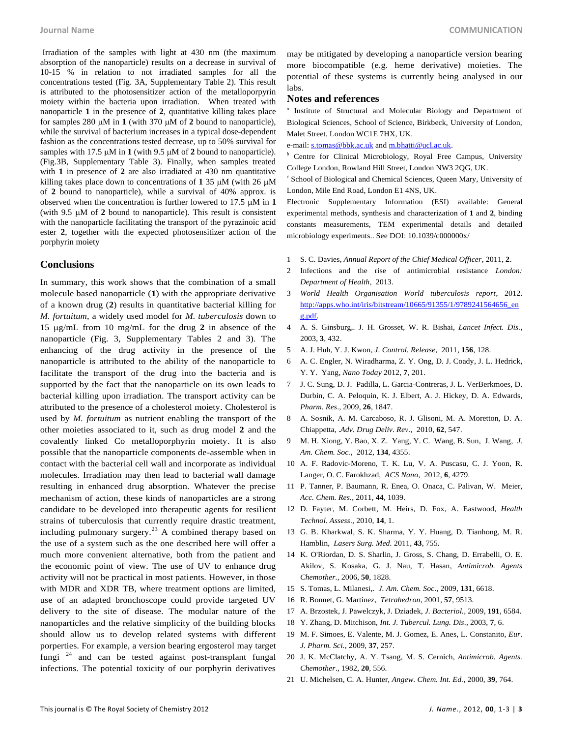Irradiation of the samples with light at 430 nm (the maximum absorption of the nanoparticle) results on a decrease in survival of 10-15 % in relation to not irradiated samples for all the concentrations tested (Fig. 3A, Supplementary Table 2). This result is attributed to the photosensitizer action of the metalloporpyrin moiety within the bacteria upon irradiation. When treated with nanoparticle **1** in the presence of **2**, quantitative killing takes place for samples 280 μM in **1** (with 370 μM of **2** bound to nanoparticle), while the survival of bacterium increases in a typical dose-dependent fashion as the concentrations tested decrease, up to 50% survival for samples with 17.5 μM in **1** (with 9.5 μM of **2** bound to nanoparticle). (Fig.3B, Supplementary Table 3). Finally, when samples treated with **1** in presence of **2** are also irradiated at 430 nm quantitative killing takes place down to concentrations of **1** 35 μM (with 26 μM of **2** bound to nanoparticle), while a survival of 40% approx. is observed when the concentration is further lowered to 17.5 μM in **1** (with 9.5 μM of **2** bound to nanoparticle). This result is consistent with the nanoparticle facilitating the transport of the pyrazinoic acid ester **2**, together with the expected photosensitizer action of the porphyrin moiety

## Conclusions

In summary, this work shows that the combination of a small molecule based nanoparticle (**1**) with the appropriate derivative of a known drug (**2**) results in quantitative bacterial killing for *M. fortuitum*, a widely used model for *M. tuberculosis* down to 15 μg/mL from 10 mg/mL for the drug **2** in absence of the nanoparticle (Fig. 3, Supplementary Tables 2 and 3). The enhancing of the drug activity in the presence of the nanoparticle is attributed to the ability of the nanoparticle to facilitate the transport of the drug into the bacteria and is supported by the fact that the nanoparticle on its own leads to bacterial killing upon irradiation. The transport activity can be attributed to the presence of a cholesterol moiety. Cholesterol is used by *M. fortuitum* as nutrient enabling the transport of the other moieties associated to it, such as drug model **2** and the covalently linked Co metalloporphyrin moiety. It is also possible that the nanoparticle components de-assemble when in contact with the bacterial cell wall and incorporate as individual molecules. Irradiation may then lead to bacterial wall damage resulting in enhanced drug absorption. Whatever the precise mechanism of action, these kinds of nanoparticles are a strong candidate to be developed into therapeutic agents for resilient strains of tuberculosis that currently require drastic treatment, including pulmonary surgery.[23] A combined therapy based on the use of a system such as the one described here will offer a much more convenient alternative, both from the patient and the economic point of view. The use of UV to enhance drug activity will not be practical in most patients. However, in those with MDR and XDR TB, where treatment options are limited, use of an adapted bronchoscope could provide targeted UV delivery to the site of disease. The modular nature of the nanoparticles and the relative simplicity of the building blocks should allow us to develop related systems with different porperties. For example, a version bearing ergosterol may target fungi [24] and can be tested against post-transplant fungal infections. The potential toxicity of our porphyrin derivatives may be mitigated by developing a nanoparticle version bearing more biocompatible (e.g. heme derivative) moieties. The potential of these systems is currently being analysed in our labs.

## Notes and references

[a] Institute of Structural and Molecular Biology and Department of Biological Sciences, School of Science, Birkbeck, University of London, Malet Street. London WC1E 7HX, UK.

e-mail: s.tomas@bbk.ac.uk and m.bhatti@ucl.ac.uk.

[b] Centre for Clinical Microbiology, Royal Free Campus, University College London, Rowland Hill Street, London NW3 2QG, UK.

[c] School of Biological and Chemical Sciences, Queen Mary, University of London, Mile End Road, London E1 4NS, UK.

Electronic Supplementary Information (ESI) available: General experimental methods, synthesis and characterization of **1** and **2**, binding constants measurements, TEM experimental details and detailed microbiology experiments.. See DOI: 10.1039/c000000x/

1. S. C. Davies, *Annual Report of the Chief Medical Officer*, 2011, **2**.
2. Infections and the rise of antimicrobial resistance *London: Department of Health*, 2013.
3. *World Health Organisation World tuberculosis report*, 2012. http://apps.who.int/iris/bitstream/10665/91355/1/9789241564656_eng.pdf.
4. A. S. Ginsburg,. J. H. Grosset, W. R. Bishai, *Lancet Infect. Dis.*, 2003, **3**, 432.
5. A. J. Huh, Y. J. Kwon, *J. Control. Release*, 2011, **156**, 128.
6. A. C. Engler, N. Wiradharma, Z. Y. Ong, D. J. Coady, J. L. Hedrick, Y. Y. Yang, *Nano Today* 2012, **7**, 201.
7. J. C. Sung, D. J. Padilla, L. Garcia-Contreras, J. L. VerBerkmoes, D. Durbin, C. A. Peloquin, K. J. Elbert, A. J. Hickey, D. A. Edwards, *Pharm. Res*., 2009, **26**, 1847.
8. A. Sosnik, A. M. Carcaboso, R. J. Glisoni, M. A. Moretton, D. A. Chiappetta, *.Adv. Drug Deliv. Rev.*, 2010, **62**, 547.
9. M. H. Xiong, Y. Bao, X. Z. Yang, Y. C. Wang, B. Sun, J. Wang, *J. Am. Chem. Soc.*, 2012, **134**, 4355.
10. A. F. Radovic-Moreno, T. K. Lu, V. A. Puscasu, C. J. Yoon, R. Langer, O. C. Farokhzad, *ACS Nano*, 2012, **6**, 4279.
11. P. Tanner, P. Baumann, R. Enea, O. Onaca, C. Palivan, W. Meier, *Acc. Chem. Res.*, 2011, **44**, 1039.
12. D. Fayter, M. Corbett, M. Heirs, D. Fox, A. Eastwood, *Health Technol. Assess*., 2010, **14**, 1.
13. G. B. Kharkwal, S. K. Sharma, Y. Y. Huang, D. Tianhong, M. R. Hamblin, *Lasers Surg. Med.* 2011, **43**, 755.
14. K. O'Riordan, D. S. Sharlin, J. Gross, S. Chang, D. Errabelli, O. E. Akilov, S. Kosaka, G. J. Nau, T. Hasan, *Antimicrob. Agents Chemother.*, 2006, **50**, 1828.
15. S. Tomas, L. Milanesi,. *J. Am. Chem. Soc.*, 2009, **131**, 6618.
16. R. Bonnet, G. Martinez, *Tetrahedron*, 2001, **57**, 9513.
17. A. Brzostek, J. Pawelczyk, J. Dziadek, *J. Bacteriol.*, 2009, **191**, 6584.
18. Y. Zhang, D. Mitchison, *Int. J. Tubercul. Lung. Dis*., 2003, **7**, 6.
19. M. F. Simoes, E. Valente, M. J. Gomez, E. Anes, L. Constanito, *Eur. J. Pharm. Sci.*, 2009, **37**, 257.
20. J. K. McClatchy, A. Y. Tsang, M. S. Cernich, *Antimicrob. Agents. Chemother*., 1982, **20**, 556.
21. U. Michelsen, C. A. Hunter, *Angew. Chem. Int. Ed.*, 2000, **39**, 764.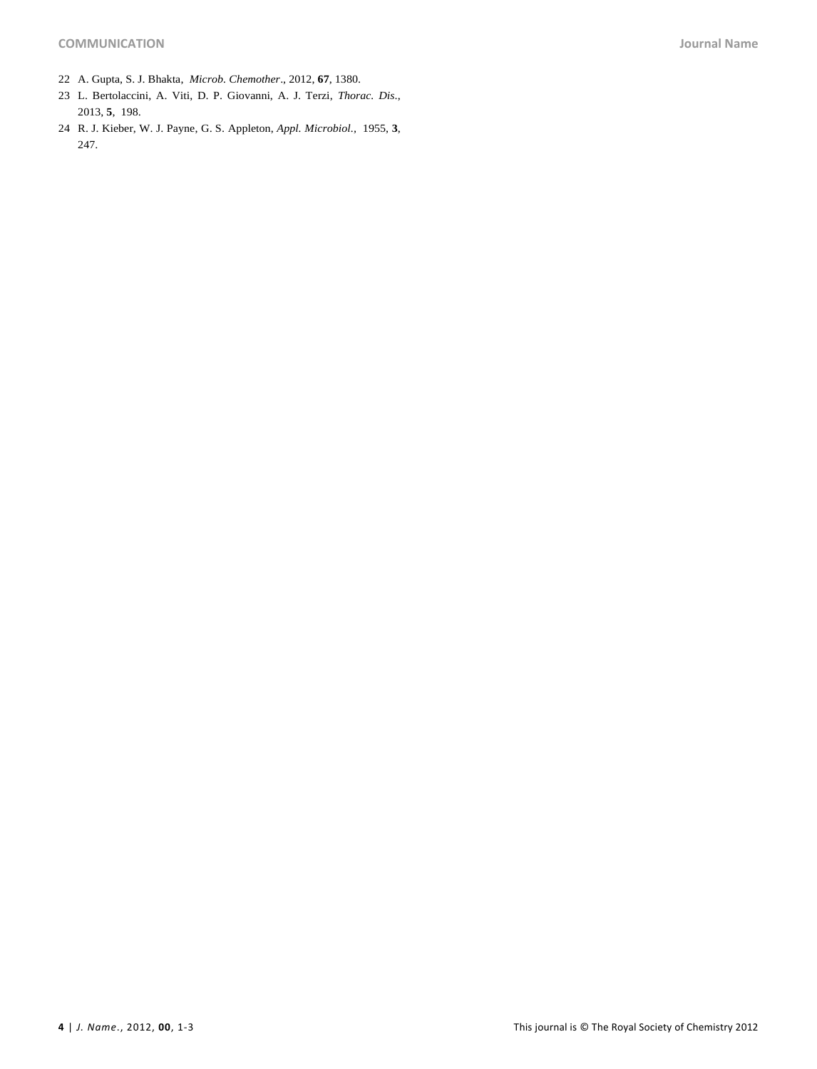22 A. Gupta, S. J. Bhakta, *Microb. Chemother*., 2012, **67**, 1380.

23 L. Bertolaccini, A. Viti, D. P. Giovanni, A. J. Terzi, *Thorac. Dis*., 2013, **5**, 198.

24 R. J. Kieber, W. J. Payne, G. S. Appleton, *Appl. Microbiol.*, 1955, **3**, 247.